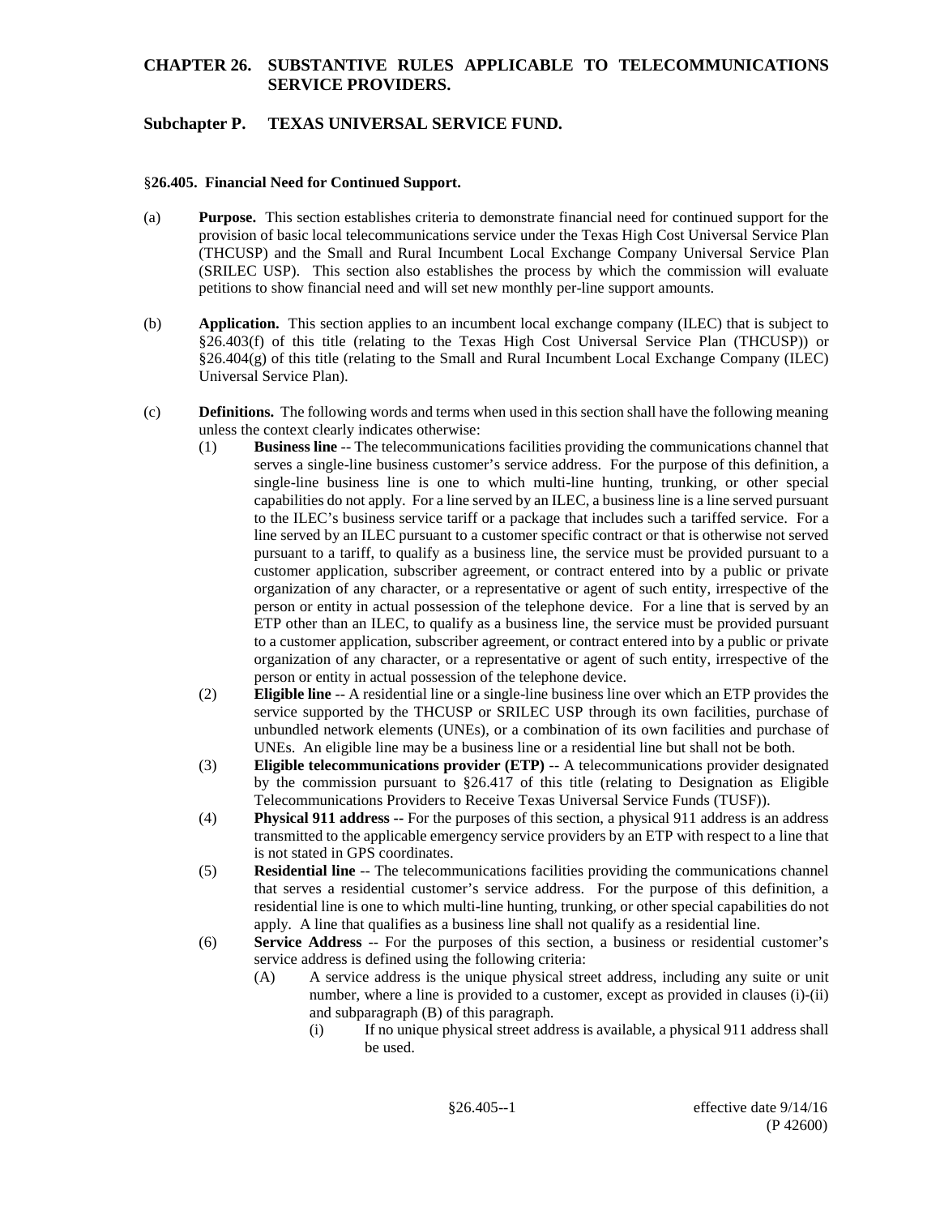# CHAPTER 26. SUBSTANTIVE RULES APPLICABLE TO TELECOMMUNICATIONS SERVICE PROVIDERS.

## Subchapter P. TEXAS UNIVERSAL SERVICE FUND.

### §26.405. Financial Need for Continued Support.

(a) **Purpose.** This section establishes criteria to demonstrate financial need for continued support for the provision of basic local telecommunications service under the Texas High Cost Universal Service Plan (THCUSP) and the Small and Rural Incumbent Local Exchange Company Universal Service Plan (SRILEC USP). This section also establishes the process by which the commission will evaluate petitions to show financial need and will set new monthly per-line support amounts.

(b) **Application.** This section applies to an incumbent local exchange company (ILEC) that is subject to §26.403(f) of this title (relating to the Texas High Cost Universal Service Plan (THCUSP)) or §26.404(g) of this title (relating to the Small and Rural Incumbent Local Exchange Company (ILEC) Universal Service Plan).

(c) **Definitions.** The following words and terms when used in this section shall have the following meaning unless the context clearly indicates otherwise:

- (1) **Business line** -- The telecommunications facilities providing the communications channel that serves a single-line business customer's service address. For the purpose of this definition, a single-line business line is one to which multi-line hunting, trunking, or other special capabilities do not apply. For a line served by an ILEC, a business line is a line served pursuant to the ILEC's business service tariff or a package that includes such a tariffed service. For a line served by an ILEC pursuant to a customer specific contract or that is otherwise not served pursuant to a tariff, to qualify as a business line, the service must be provided pursuant to a customer application, subscriber agreement, or contract entered into by a public or private organization of any character, or a representative or agent of such entity, irrespective of the person or entity in actual possession of the telephone device. For a line that is served by an ETP other than an ILEC, to qualify as a business line, the service must be provided pursuant to a customer application, subscriber agreement, or contract entered into by a public or private organization of any character, or a representative or agent of such entity, irrespective of the person or entity in actual possession of the telephone device.
- (2) **Eligible line** -- A residential line or a single-line business line over which an ETP provides the service supported by the THCUSP or SRILEC USP through its own facilities, purchase of unbundled network elements (UNEs), or a combination of its own facilities and purchase of UNEs. An eligible line may be a business line or a residential line but shall not be both.
- (3) **Eligible telecommunications provider (ETP)** -- A telecommunications provider designated by the commission pursuant to §26.417 of this title (relating to Designation as Eligible Telecommunications Providers to Receive Texas Universal Service Funds (TUSF)).
- (4) **Physical 911 address** -- For the purposes of this section, a physical 911 address is an address transmitted to the applicable emergency service providers by an ETP with respect to a line that is not stated in GPS coordinates.
- (5) **Residential line** -- The telecommunications facilities providing the communications channel that serves a residential customer's service address. For the purpose of this definition, a residential line is one to which multi-line hunting, trunking, or other special capabilities do not apply. A line that qualifies as a business line shall not qualify as a residential line.
- (6) **Service Address** -- For the purposes of this section, a business or residential customer's service address is defined using the following criteria:
  - (A) A service address is the unique physical street address, including any suite or unit number, where a line is provided to a customer, except as provided in clauses (i)-(ii) and subparagraph (B) of this paragraph.
    - (i) If no unique physical street address is available, a physical 911 address shall be used.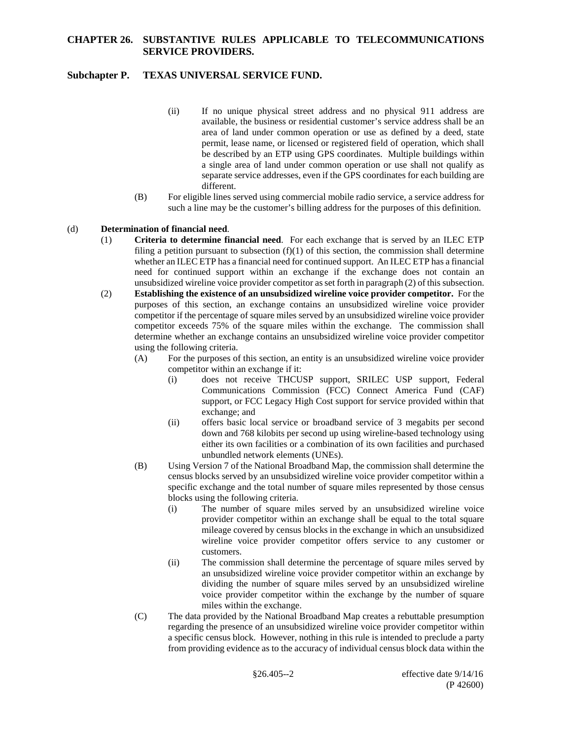(ii) If no unique physical street address and no physical 911 address are available, the business or residential customer's service address shall be an area of land under common operation or use as defined by a deed, state permit, lease name, or licensed or registered field of operation, which shall be described by an ETP using GPS coordinates. Multiple buildings within a single area of land under common operation or use shall not qualify as separate service addresses, even if the GPS coordinates for each building are different.

(B) For eligible lines served using commercial mobile radio service, a service address for such a line may be the customer's billing address for the purposes of this definition.

(d) **Determination of financial need**.

(1) **Criteria to determine financial need**. For each exchange that is served by an ILEC ETP filing a petition pursuant to subsection (f)(1) of this section, the commission shall determine whether an ILEC ETP has a financial need for continued support. An ILEC ETP has a financial need for continued support within an exchange if the exchange does not contain an unsubsidized wireline voice provider competitor as set forth in paragraph (2) of this subsection.

(2) **Establishing the existence of an unsubsidized wireline voice provider competitor.** For the purposes of this section, an exchange contains an unsubsidized wireline voice provider competitor if the percentage of square miles served by an unsubsidized wireline voice provider competitor exceeds 75% of the square miles within the exchange. The commission shall determine whether an exchange contains an unsubsidized wireline voice provider competitor using the following criteria.

(A) For the purposes of this section, an entity is an unsubsidized wireline voice provider competitor within an exchange if it:

(i) does not receive THCUSP support, SRILEC USP support, Federal Communications Commission (FCC) Connect America Fund (CAF) support, or FCC Legacy High Cost support for service provided within that exchange; and

(ii) offers basic local service or broadband service of 3 megabits per second down and 768 kilobits per second up using wireline-based technology using either its own facilities or a combination of its own facilities and purchased unbundled network elements (UNEs).

(B) Using Version 7 of the National Broadband Map, the commission shall determine the census blocks served by an unsubsidized wireline voice provider competitor within a specific exchange and the total number of square miles represented by those census blocks using the following criteria.

(i) The number of square miles served by an unsubsidized wireline voice provider competitor within an exchange shall be equal to the total square mileage covered by census blocks in the exchange in which an unsubsidized wireline voice provider competitor offers service to any customer or customers.

(ii) The commission shall determine the percentage of square miles served by an unsubsidized wireline voice provider competitor within an exchange by dividing the number of square miles served by an unsubsidized wireline voice provider competitor within the exchange by the number of square miles within the exchange.

(C) The data provided by the National Broadband Map creates a rebuttable presumption regarding the presence of an unsubsidized wireline voice provider competitor within a specific census block. However, nothing in this rule is intended to preclude a party from providing evidence as to the accuracy of individual census block data within the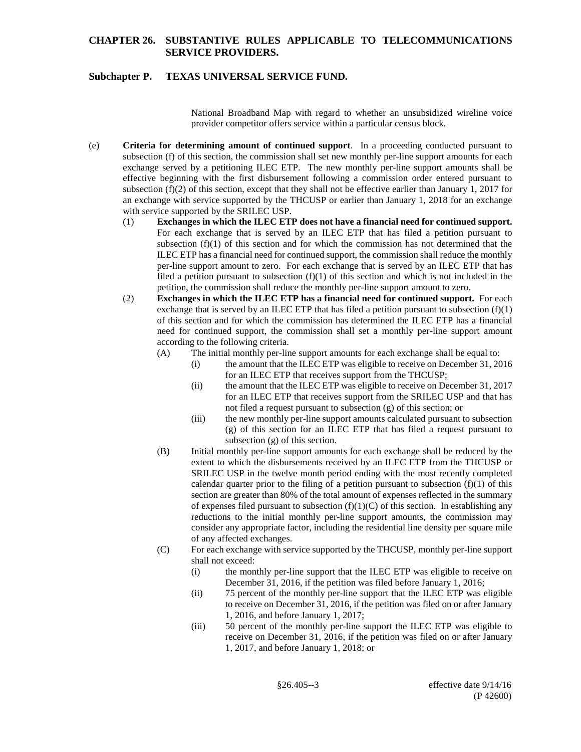National Broadband Map with regard to whether an unsubsidized wireline voice provider competitor offers service within a particular census block.

(e) **Criteria for determining amount of continued support**. In a proceeding conducted pursuant to subsection (f) of this section, the commission shall set new monthly per-line support amounts for each exchange served by a petitioning ILEC ETP. The new monthly per-line support amounts shall be effective beginning with the first disbursement following a commission order entered pursuant to subsection (f)(2) of this section, except that they shall not be effective earlier than January 1, 2017 for an exchange with service supported by the THCUSP or earlier than January 1, 2018 for an exchange with service supported by the SRILEC USP.

(1) **Exchanges in which the ILEC ETP does not have a financial need for continued support.** For each exchange that is served by an ILEC ETP that has filed a petition pursuant to subsection (f)(1) of this section and for which the commission has not determined that the ILEC ETP has a financial need for continued support, the commission shall reduce the monthly per-line support amount to zero. For each exchange that is served by an ILEC ETP that has filed a petition pursuant to subsection (f)(1) of this section and which is not included in the petition, the commission shall reduce the monthly per-line support amount to zero.

(2) **Exchanges in which the ILEC ETP has a financial need for continued support.** For each exchange that is served by an ILEC ETP that has filed a petition pursuant to subsection (f)(1) of this section and for which the commission has determined the ILEC ETP has a financial need for continued support, the commission shall set a monthly per-line support amount according to the following criteria.

(A) The initial monthly per-line support amounts for each exchange shall be equal to:

(i) the amount that the ILEC ETP was eligible to receive on December 31, 2016 for an ILEC ETP that receives support from the THCUSP;

(ii) the amount that the ILEC ETP was eligible to receive on December 31, 2017 for an ILEC ETP that receives support from the SRILEC USP and that has not filed a request pursuant to subsection (g) of this section; or

(iii) the new monthly per-line support amounts calculated pursuant to subsection (g) of this section for an ILEC ETP that has filed a request pursuant to subsection (g) of this section.

(B) Initial monthly per-line support amounts for each exchange shall be reduced by the extent to which the disbursements received by an ILEC ETP from the THCUSP or SRILEC USP in the twelve month period ending with the most recently completed calendar quarter prior to the filing of a petition pursuant to subsection (f)(1) of this section are greater than 80% of the total amount of expenses reflected in the summary of expenses filed pursuant to subsection (f)(1)(C) of this section. In establishing any reductions to the initial monthly per-line support amounts, the commission may consider any appropriate factor, including the residential line density per square mile of any affected exchanges.

(C) For each exchange with service supported by the THCUSP, monthly per-line support shall not exceed:

(i) the monthly per-line support that the ILEC ETP was eligible to receive on December 31, 2016, if the petition was filed before January 1, 2016;

(ii) 75 percent of the monthly per-line support that the ILEC ETP was eligible to receive on December 31, 2016, if the petition was filed on or after January 1, 2016, and before January 1, 2017;

(iii) 50 percent of the monthly per-line support the ILEC ETP was eligible to receive on December 31, 2016, if the petition was filed on or after January 1, 2017, and before January 1, 2018; or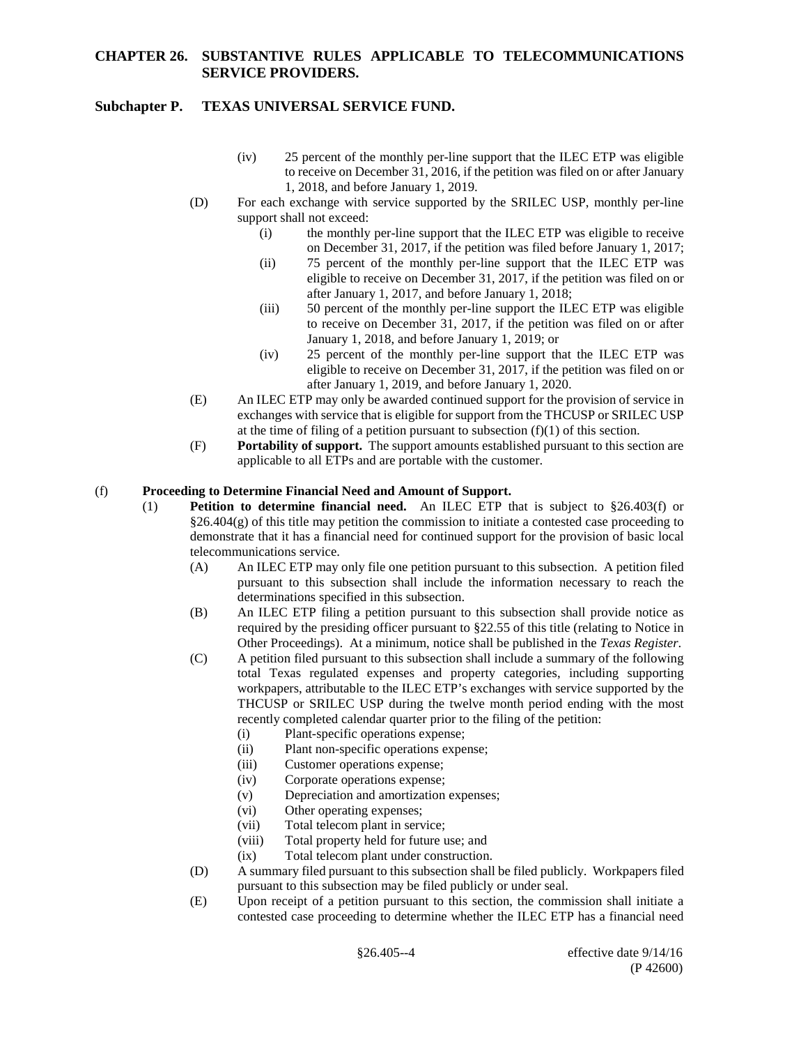(iv) 25 percent of the monthly per-line support that the ILEC ETP was eligible to receive on December 31, 2016, if the petition was filed on or after January 1, 2018, and before January 1, 2019.

(D) For each exchange with service supported by the SRILEC USP, monthly per-line support shall not exceed:

(i) the monthly per-line support that the ILEC ETP was eligible to receive on December 31, 2017, if the petition was filed before January 1, 2017;

(ii) 75 percent of the monthly per-line support that the ILEC ETP was eligible to receive on December 31, 2017, if the petition was filed on or after January 1, 2017, and before January 1, 2018;

(iii) 50 percent of the monthly per-line support the ILEC ETP was eligible to receive on December 31, 2017, if the petition was filed on or after January 1, 2018, and before January 1, 2019; or

(iv) 25 percent of the monthly per-line support that the ILEC ETP was eligible to receive on December 31, 2017, if the petition was filed on or after January 1, 2019, and before January 1, 2020.

(E) An ILEC ETP may only be awarded continued support for the provision of service in exchanges with service that is eligible for support from the THCUSP or SRILEC USP at the time of filing of a petition pursuant to subsection (f)(1) of this section.

(F) **Portability of support.** The support amounts established pursuant to this section are applicable to all ETPs and are portable with the customer.

(f) **Proceeding to Determine Financial Need and Amount of Support.**

(1) **Petition to determine financial need.** An ILEC ETP that is subject to §26.403(f) or §26.404(g) of this title may petition the commission to initiate a contested case proceeding to demonstrate that it has a financial need for continued support for the provision of basic local telecommunications service.

(A) An ILEC ETP may only file one petition pursuant to this subsection. A petition filed pursuant to this subsection shall include the information necessary to reach the determinations specified in this subsection.

(B) An ILEC ETP filing a petition pursuant to this subsection shall provide notice as required by the presiding officer pursuant to §22.55 of this title (relating to Notice in Other Proceedings). At a minimum, notice shall be published in the *Texas Register*.

(C) A petition filed pursuant to this subsection shall include a summary of the following total Texas regulated expenses and property categories, including supporting workpapers, attributable to the ILEC ETP's exchanges with service supported by the THCUSP or SRILEC USP during the twelve month period ending with the most recently completed calendar quarter prior to the filing of the petition:

(i) Plant-specific operations expense;

(ii) Plant non-specific operations expense;

(iii) Customer operations expense;

(iv) Corporate operations expense;

(v) Depreciation and amortization expenses;

(vi) Other operating expenses;

(vii) Total telecom plant in service;

(viii) Total property held for future use; and

(ix) Total telecom plant under construction.

(D) A summary filed pursuant to this subsection shall be filed publicly. Workpapers filed pursuant to this subsection may be filed publicly or under seal.

(E) Upon receipt of a petition pursuant to this section, the commission shall initiate a contested case proceeding to determine whether the ILEC ETP has a financial need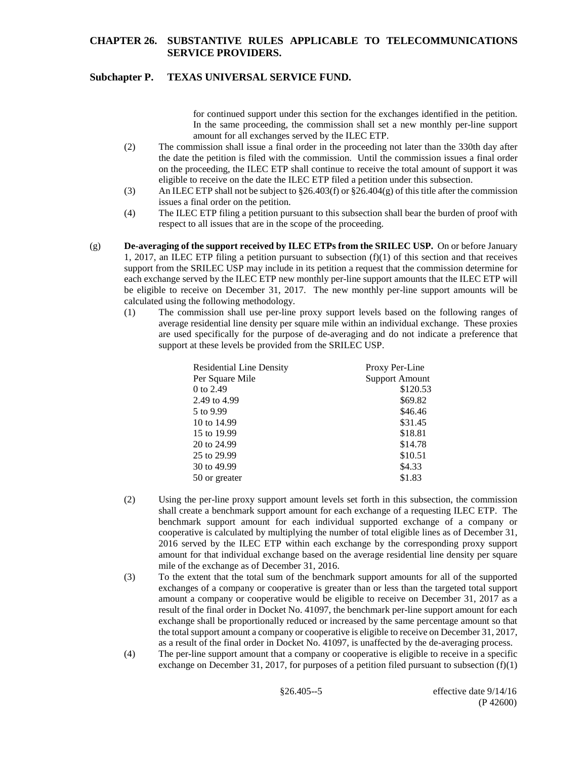for continued support under this section for the exchanges identified in the petition. In the same proceeding, the commission shall set a new monthly per-line support amount for all exchanges served by the ILEC ETP.

(2) The commission shall issue a final order in the proceeding not later than the 330th day after the date the petition is filed with the commission. Until the commission issues a final order on the proceeding, the ILEC ETP shall continue to receive the total amount of support it was eligible to receive on the date the ILEC ETP filed a petition under this subsection.

(3) An ILEC ETP shall not be subject to §26.403(f) or §26.404(g) of this title after the commission issues a final order on the petition.

(4) The ILEC ETP filing a petition pursuant to this subsection shall bear the burden of proof with respect to all issues that are in the scope of the proceeding.

(g) **De-averaging of the support received by ILEC ETPs from the SRILEC USP.** On or before January 1, 2017, an ILEC ETP filing a petition pursuant to subsection (f)(1) of this section and that receives support from the SRILEC USP may include in its petition a request that the commission determine for each exchange served by the ILEC ETP new monthly per-line support amounts that the ILEC ETP will be eligible to receive on December 31, 2017. The new monthly per-line support amounts will be calculated using the following methodology.

(1) The commission shall use per-line proxy support levels based on the following ranges of average residential line density per square mile within an individual exchange. These proxies are used specifically for the purpose of de-averaging and do not indicate a preference that support at these levels be provided from the SRILEC USP.

| Residential Line Density Per Square Mile | Proxy Per-Line Support Amount |
|---|---|
| 0 to 2.49 | \$120.53 |
| 2.49 to 4.99 | \$69.82 |
| 5 to 9.99 | \$46.46 |
| 10 to 14.99 | \$31.45 |
| 15 to 19.99 | \$18.81 |
| 20 to 24.99 | \$14.78 |
| 25 to 29.99 | \$10.51 |
| 30 to 49.99 | \$4.33 |
| 50 or greater | \$1.83 |

(2) Using the per-line proxy support amount levels set forth in this subsection, the commission shall create a benchmark support amount for each exchange of a requesting ILEC ETP. The benchmark support amount for each individual supported exchange of a company or cooperative is calculated by multiplying the number of total eligible lines as of December 31, 2016 served by the ILEC ETP within each exchange by the corresponding proxy support amount for that individual exchange based on the average residential line density per square mile of the exchange as of December 31, 2016.

(3) To the extent that the total sum of the benchmark support amounts for all of the supported exchanges of a company or cooperative is greater than or less than the targeted total support amount a company or cooperative would be eligible to receive on December 31, 2017 as a result of the final order in Docket No. 41097, the benchmark per-line support amount for each exchange shall be proportionally reduced or increased by the same percentage amount so that the total support amount a company or cooperative is eligible to receive on December 31, 2017, as a result of the final order in Docket No. 41097, is unaffected by the de-averaging process.

(4) The per-line support amount that a company or cooperative is eligible to receive in a specific exchange on December 31, 2017, for purposes of a petition filed pursuant to subsection (f)(1)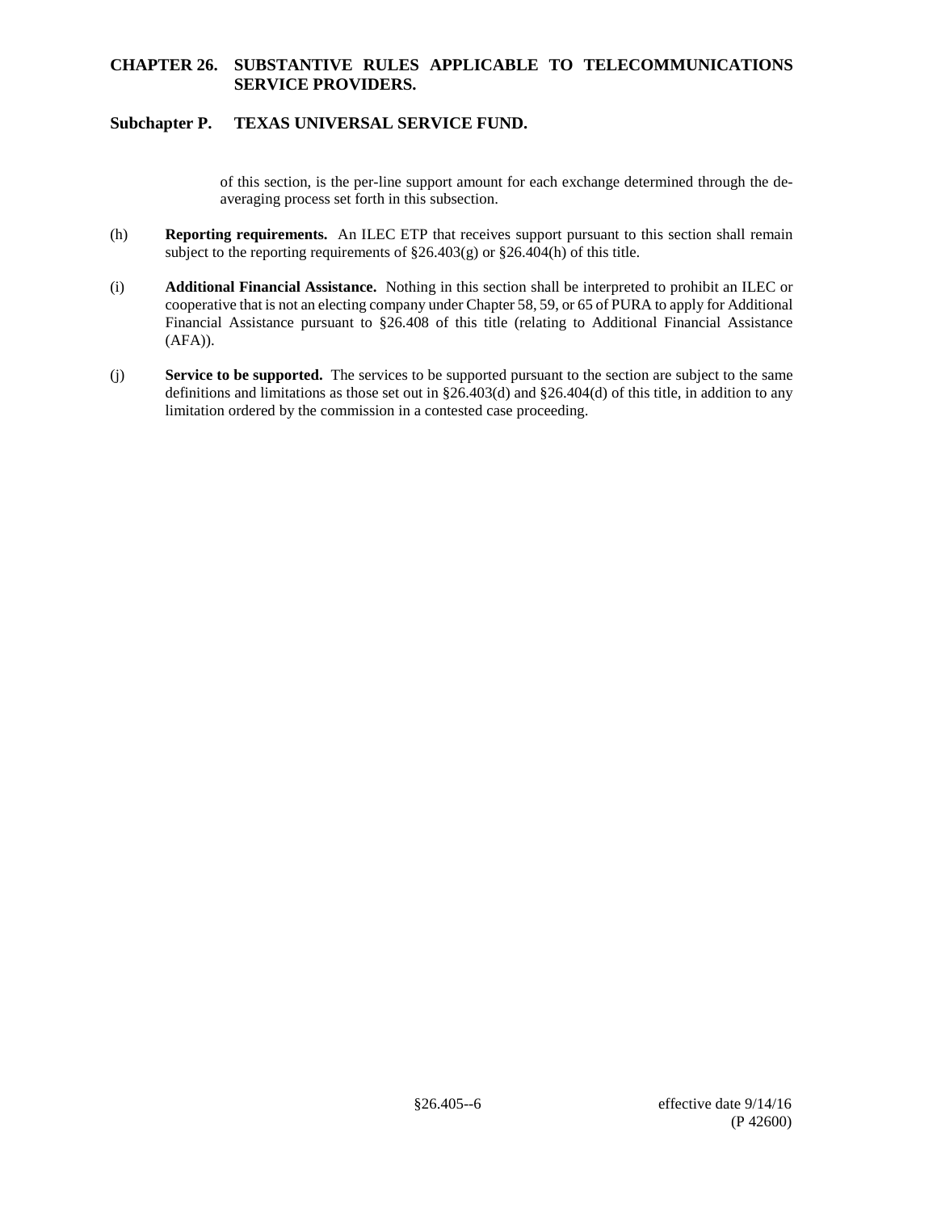of this section, is the per-line support amount for each exchange determined through the de-averaging process set forth in this subsection.

(h) **Reporting requirements.** An ILEC ETP that receives support pursuant to this section shall remain subject to the reporting requirements of §26.403(g) or §26.404(h) of this title.

(i) **Additional Financial Assistance.** Nothing in this section shall be interpreted to prohibit an ILEC or cooperative that is not an electing company under Chapter 58, 59, or 65 of PURA to apply for Additional Financial Assistance pursuant to §26.408 of this title (relating to Additional Financial Assistance (AFA)).

(j) **Service to be supported.** The services to be supported pursuant to the section are subject to the same definitions and limitations as those set out in §26.403(d) and §26.404(d) of this title, in addition to any limitation ordered by the commission in a contested case proceeding.